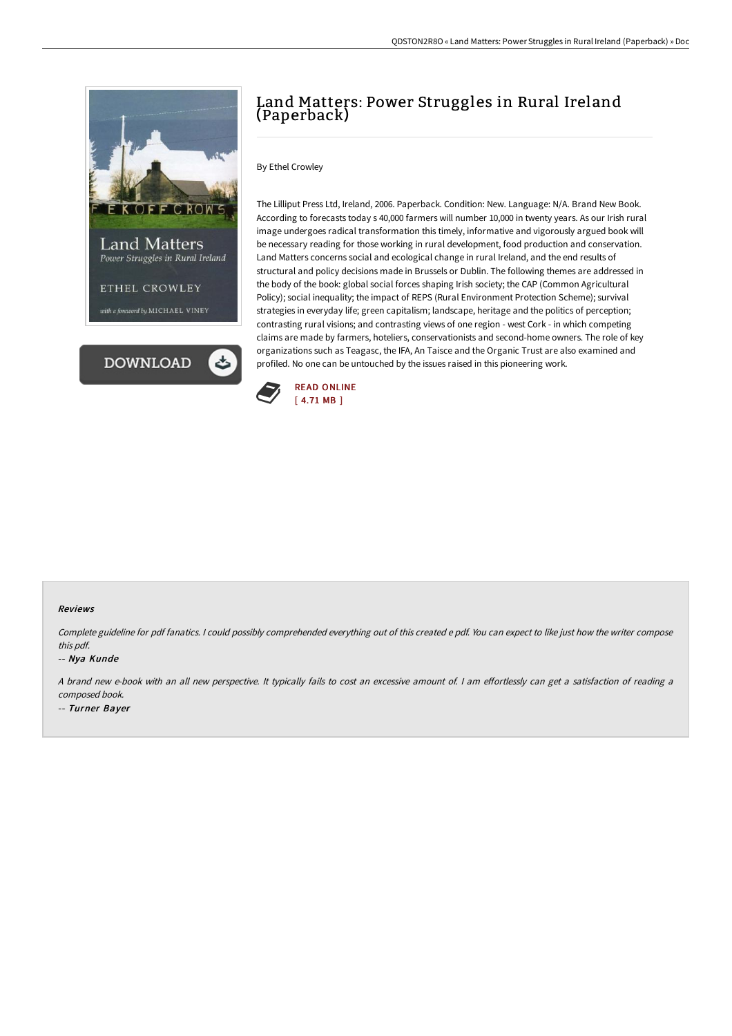# Land Matters: Power Struggles in Rural Ireland (Paperback)

By Ethel Crowley

The Lilliput Press Ltd, Ireland, 2006. Paperback. Condition: New. Language: N/A. Brand New Book. According to forecasts today s 40,000 farmers will number 10,000 in twenty years. As our Irish rural image undergoes radical transformation this timely, informative and vigorously argued book will be necessary reading for those working in rural development, food production and conservation. Land Matters concerns social and ecological change in rural Ireland, and the end results of structural and policy decisions made in Brussels or Dublin. The following themes are addressed in the body of the book: global social forces shaping Irish society; the CAP (Common Agricultural Policy); social inequality; the impact of REPS (Rural Environment Protection Scheme); survival strategies in everyday life; green capitalism; landscape, heritage and the politics of perception; contrasting rural visions; and contrasting views of one region - west Cork - in which competing claims are made by farmers, hoteliers, conservationists and second-home owners. The role of key organizations such as Teagasc, the IFA, An Taisce and the Organic Trust are also examined and profiled. No one can be untouched by the issues raised in this pioneering work.

READ ONLINE
[ 4.71 MB ]

### Reviews

*Complete guideline for pdf fanatics. I could possibly comprehended everything out of this created e pdf. You can expect to like just how the writer compose this pdf.*

-- *Nya Kunde*

*A brand new e-book with an all new perspective. It typically fails to cost an excessive amount of. I am effortlessly can get a satisfaction of reading a composed book.*

-- *Turner Bayer*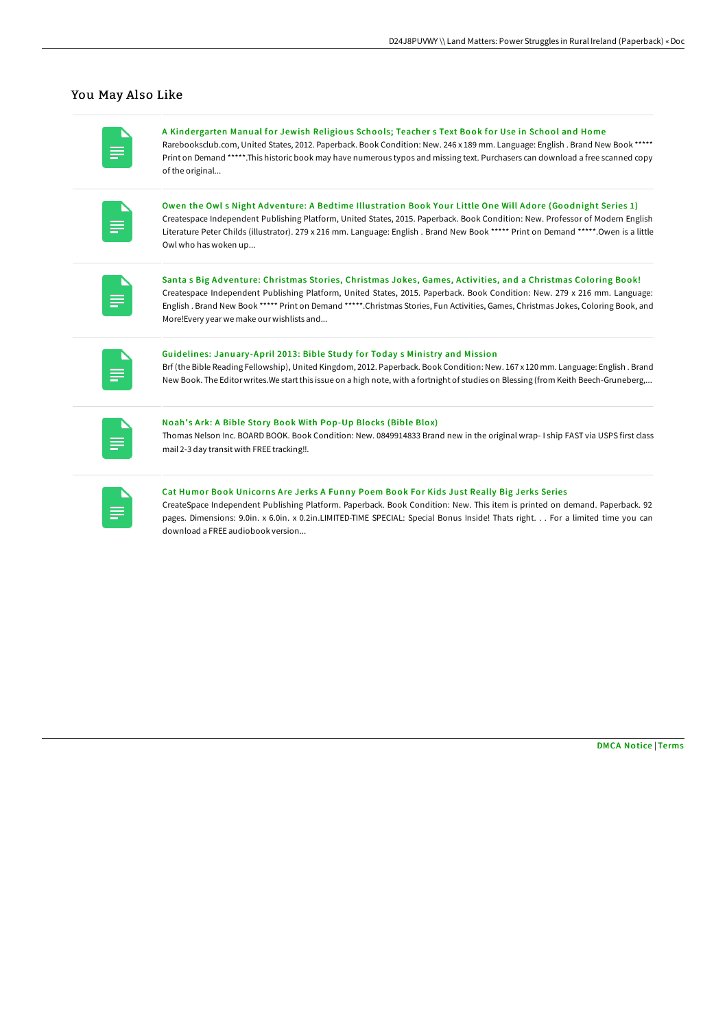## You May Also Like

**A Kindergarten Manual for Jewish Religious Schools; Teacher s Text Book for Use in School and Home**

Rarebooksclub.com, United States, 2012. Paperback. Book Condition: New. 246 x 189 mm. Language: English . Brand New Book ***** Print on Demand *****.This historic book may have numerous typos and missing text. Purchasers can download a free scanned copy of the original...

**Owen the Owl s Night Adventure: A Bedtime Illustration Book Your Little One Will Adore (Goodnight Series 1)**

Createspace Independent Publishing Platform, United States, 2015. Paperback. Book Condition: New. Professor of Modern English Literature Peter Childs (illustrator). 279 x 216 mm. Language: English . Brand New Book ***** Print on Demand *****.Owen is a little Owl who has woken up...

**Santa s Big Adventure: Christmas Stories, Christmas Jokes, Games, Activities, and a Christmas Coloring Book!**

Createspace Independent Publishing Platform, United States, 2015. Paperback. Book Condition: New. 279 x 216 mm. Language: English . Brand New Book ***** Print on Demand *****.Christmas Stories, Fun Activities, Games, Christmas Jokes, Coloring Book, and More!Every year we make our wishlists and...

**Guidelines: January-April 2013: Bible Study for Today s Ministry and Mission**

Brf (the Bible Reading Fellowship), United Kingdom, 2012. Paperback. Book Condition: New. 167 x 120 mm. Language: English . Brand New Book. The Editor writes.We start this issue on a high note, with a fortnight of studies on Blessing (from Keith Beech-Gruneberg,...

**Noah's Ark: A Bible Story Book With Pop-Up Blocks (Bible Blox)**

Thomas Nelson Inc. BOARD BOOK. Book Condition: New. 0849914833 Brand new in the original wrap- I ship FAST via USPS first class mail 2-3 day transit with FREE tracking!!.

**Cat Humor Book Unicorns Are Jerks A Funny Poem Book For Kids Just Really Big Jerks Series**

CreateSpace Independent Publishing Platform. Paperback. Book Condition: New. This item is printed on demand. Paperback. 92 pages. Dimensions: 9.0in. x 6.0in. x 0.2in.LIMITED-TIME SPECIAL: Special Bonus Inside! Thats right. . . For a limited time you can download a FREE audiobook version...

DMCA Notice | Terms